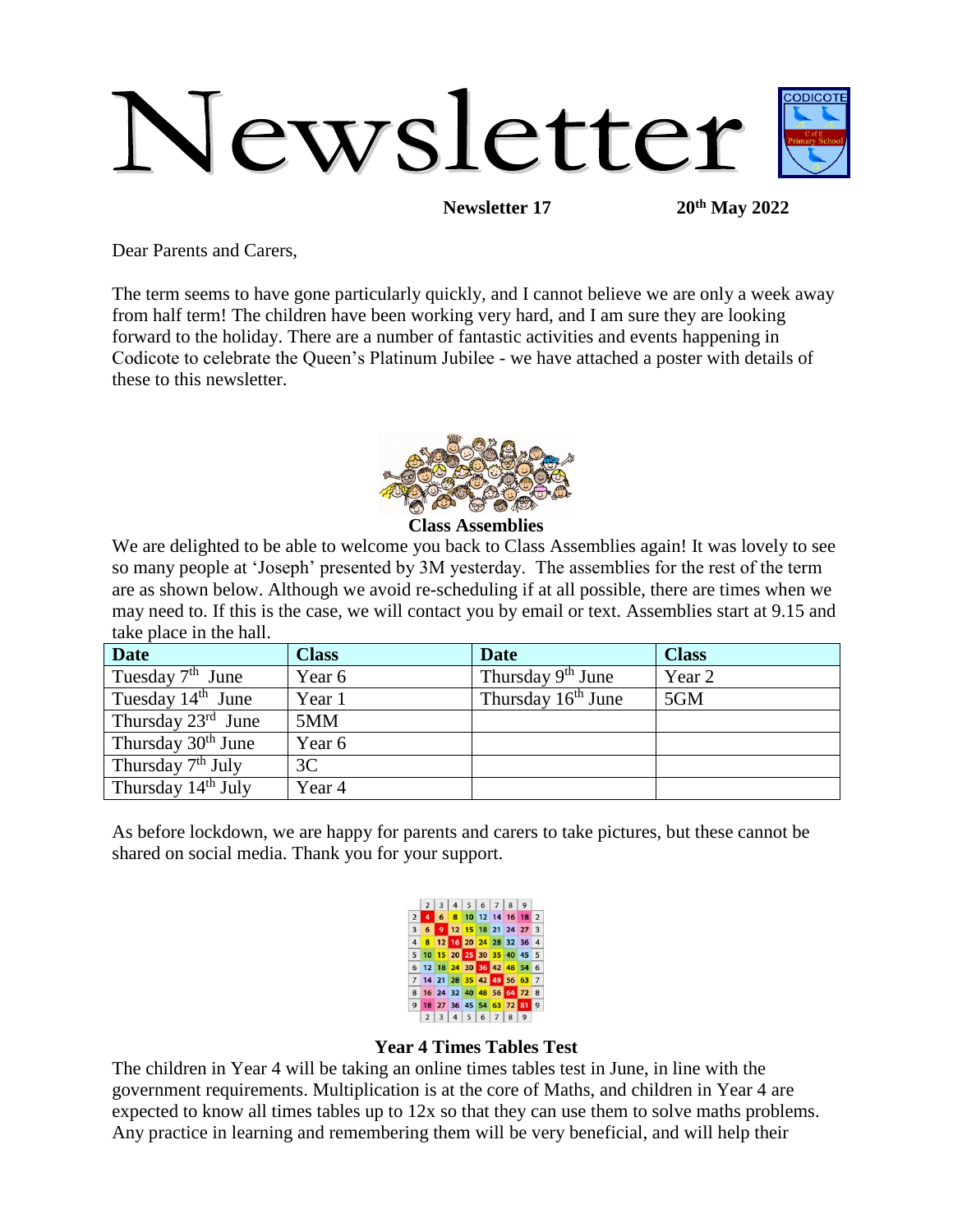# Newsletter

**Newsletter 17** **20th May 2022**

Dear Parents and Carers,

The term seems to have gone particularly quickly, and I cannot believe we are only a week away from half term! The children have been working very hard, and I am sure they are looking forward to the holiday. There are a number of fantastic activities and events happening in Codicote to celebrate the Queen's Platinum Jubilee - we have attached a poster with details of these to this newsletter.

### Class Assemblies

We are delighted to be able to welcome you back to Class Assemblies again! It was lovely to see so many people at 'Joseph' presented by 3M yesterday. The assemblies for the rest of the term are as shown below. Although we avoid re-scheduling if at all possible, there are times when we may need to. If this is the case, we will contact you by email or text. Assemblies start at 9.15 and take place in the hall.

| Date | Class | Date | Class |
|---|---|---|---|
| Tuesday 7th June | Year 6 | Thursday 9th June | Year 2 |
| Tuesday 14th June | Year 1 | Thursday 16th June | 5GM |
| Thursday 23rd June | 5MM | | |
| Thursday 30th June | Year 6 | | |
| Thursday 7th July | 3C | | |
| Thursday 14th July | Year 4 | | |

As before lockdown, we are happy for parents and carers to take pictures, but these cannot be shared on social media. Thank you for your support.

### Year 4 Times Tables Test

The children in Year 4 will be taking an online times tables test in June, in line with the government requirements. Multiplication is at the core of Maths, and children in Year 4 are expected to know all times tables up to 12x so that they can use them to solve maths problems. Any practice in learning and remembering them will be very beneficial, and will help their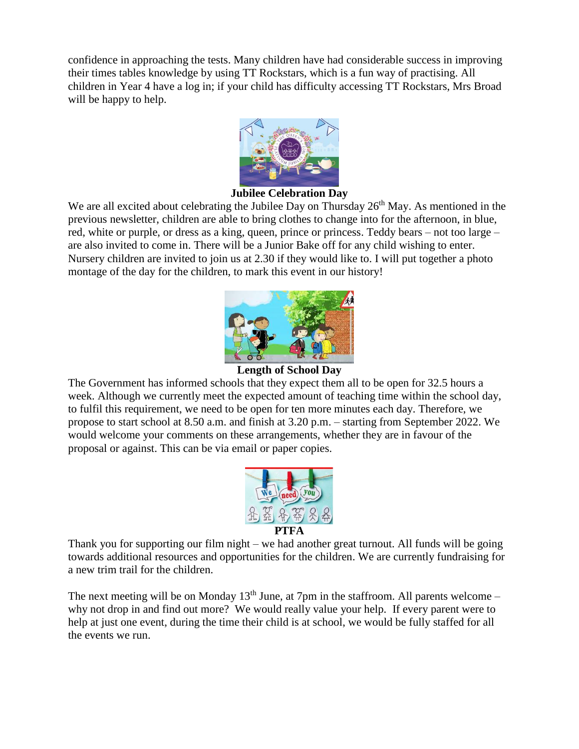confidence in approaching the tests. Many children have had considerable success in improving their times tables knowledge by using TT Rockstars, which is a fun way of practising. All children in Year 4 have a log in; if your child has difficulty accessing TT Rockstars, Mrs Broad will be happy to help.

**Jubilee Celebration Day**

We are all excited about celebrating the Jubilee Day on Thursday 26th May. As mentioned in the previous newsletter, children are able to bring clothes to change into for the afternoon, in blue, red, white or purple, or dress as a king, queen, prince or princess. Teddy bears – not too large – are also invited to come in. There will be a Junior Bake off for any child wishing to enter. Nursery children are invited to join us at 2.30 if they would like to. I will put together a photo montage of the day for the children, to mark this event in our history!

**Length of School Day**

The Government has informed schools that they expect them all to be open for 32.5 hours a week. Although we currently meet the expected amount of teaching time within the school day, to fulfil this requirement, we need to be open for ten more minutes each day. Therefore, we propose to start school at 8.50 a.m. and finish at 3.20 p.m. – starting from September 2022. We would welcome your comments on these arrangements, whether they are in favour of the proposal or against. This can be via email or paper copies.

**PTFA**

Thank you for supporting our film night – we had another great turnout. All funds will be going towards additional resources and opportunities for the children. We are currently fundraising for a new trim trail for the children.

The next meeting will be on Monday 13th June, at 7pm in the staffroom. All parents welcome – why not drop in and find out more? We would really value your help. If every parent were to help at just one event, during the time their child is at school, we would be fully staffed for all the events we run.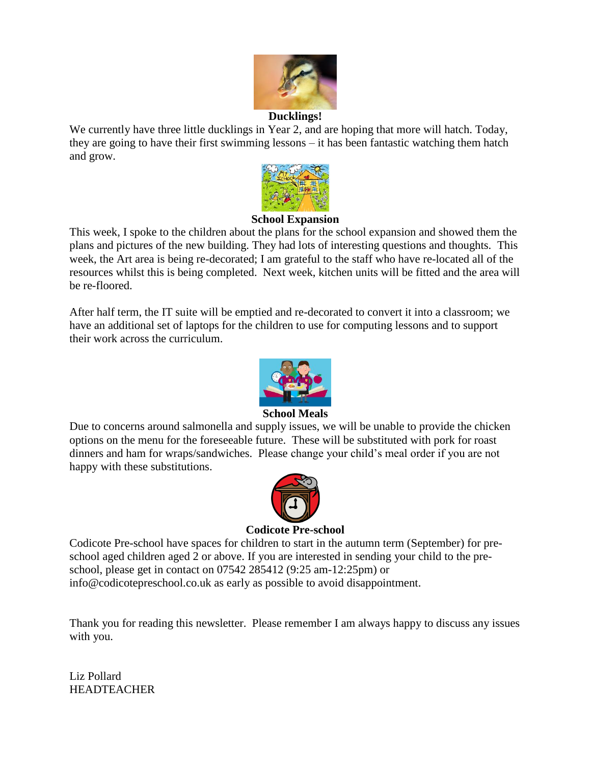**Ducklings!**

We currently have three little ducklings in Year 2, and are hoping that more will hatch. Today, they are going to have their first swimming lessons – it has been fantastic watching them hatch and grow.

**School Expansion**

This week, I spoke to the children about the plans for the school expansion and showed them the plans and pictures of the new building. They had lots of interesting questions and thoughts. This week, the Art area is being re-decorated; I am grateful to the staff who have re-located all of the resources whilst this is being completed. Next week, kitchen units will be fitted and the area will be re-floored.

After half term, the IT suite will be emptied and re-decorated to convert it into a classroom; we have an additional set of laptops for the children to use for computing lessons and to support their work across the curriculum.

**School Meals**

Due to concerns around salmonella and supply issues, we will be unable to provide the chicken options on the menu for the foreseeable future. These will be substituted with pork for roast dinners and ham for wraps/sandwiches. Please change your child's meal order if you are not happy with these substitutions.

**Codicote Pre-school**

Codicote Pre-school have spaces for children to start in the autumn term (September) for pre-school aged children aged 2 or above. If you are interested in sending your child to the pre-school, please get in contact on 07542 285412 (9:25 am-12:25pm) or info@codicotepreschool.co.uk as early as possible to avoid disappointment.

Thank you for reading this newsletter. Please remember I am always happy to discuss any issues with you.

Liz Pollard
HEADTEACHER